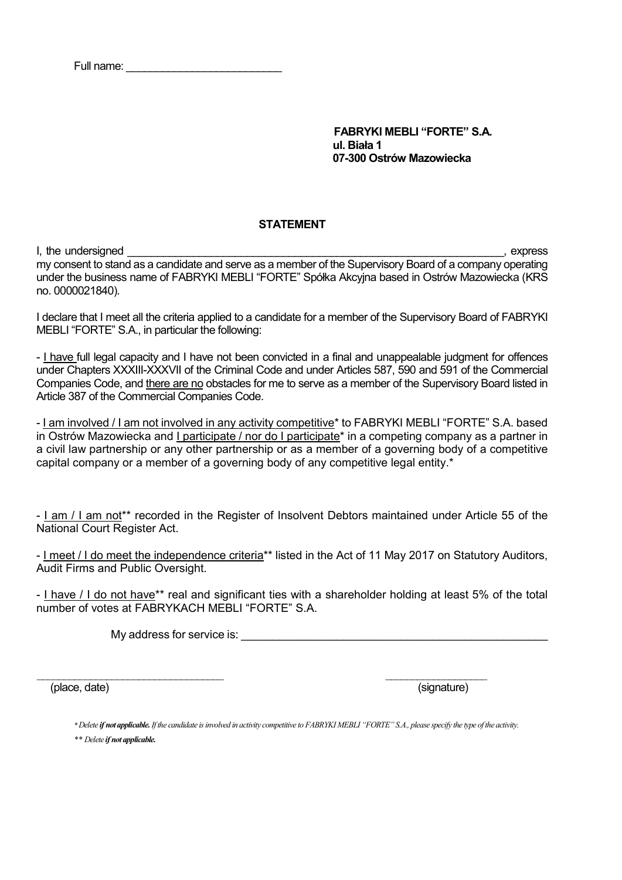Full name: __________________________

**FABRYKI MEBLI "FORTE" S.A.**
**ul. Biała 1**
**07-300 Ostrów Mazowiecka**

## STATEMENT

I, the undersigned ________________________________________________________________, express my consent to stand as a candidate and serve as a member of the Supervisory Board of a company operating under the business name of FABRYKI MEBLI "FORTE" Spółka Akcyjna based in Ostrów Mazowiecka (KRS no. 0000021840).

I declare that I meet all the criteria applied to a candidate for a member of the Supervisory Board of FABRYKI MEBLI "FORTE" S.A., in particular the following:

- I have full legal capacity and I have not been convicted in a final and unappealable judgment for offences under Chapters XXXIII-XXXVII of the Criminal Code and under Articles 587, 590 and 591 of the Commercial Companies Code, and there are no obstacles for me to serve as a member of the Supervisory Board listed in Article 387 of the Commercial Companies Code.

- I am involved / I am not involved in any activity competitive* to FABRYKI MEBLI "FORTE" S.A. based in Ostrów Mazowiecka and I participate / nor do I participate* in a competing company as a partner in a civil law partnership or any other partnership or as a member of a governing body of a competitive capital company or a member of a governing body of any competitive legal entity.*

- I am / I am not** recorded in the Register of Insolvent Debtors maintained under Article 55 of the National Court Register Act.

- I meet / I do meet the independence criteria** listed in the Act of 11 May 2017 on Statutory Auditors, Audit Firms and Public Oversight.

- I have / I do not have** real and significant ties with a shareholder holding at least 5% of the total number of votes at FABRYKACH MEBLI "FORTE" S.A.

My address for service is: __________________________________________________

_________________________________ (place, date)

__________________ (signature)

*\* Delete **if not applicable.** If the candidate is involved in activity competitive to FABRYKI MEBLI "FORTE" S.A., please specify the type of the activity.*

*\*\* Delete **if not applicable.***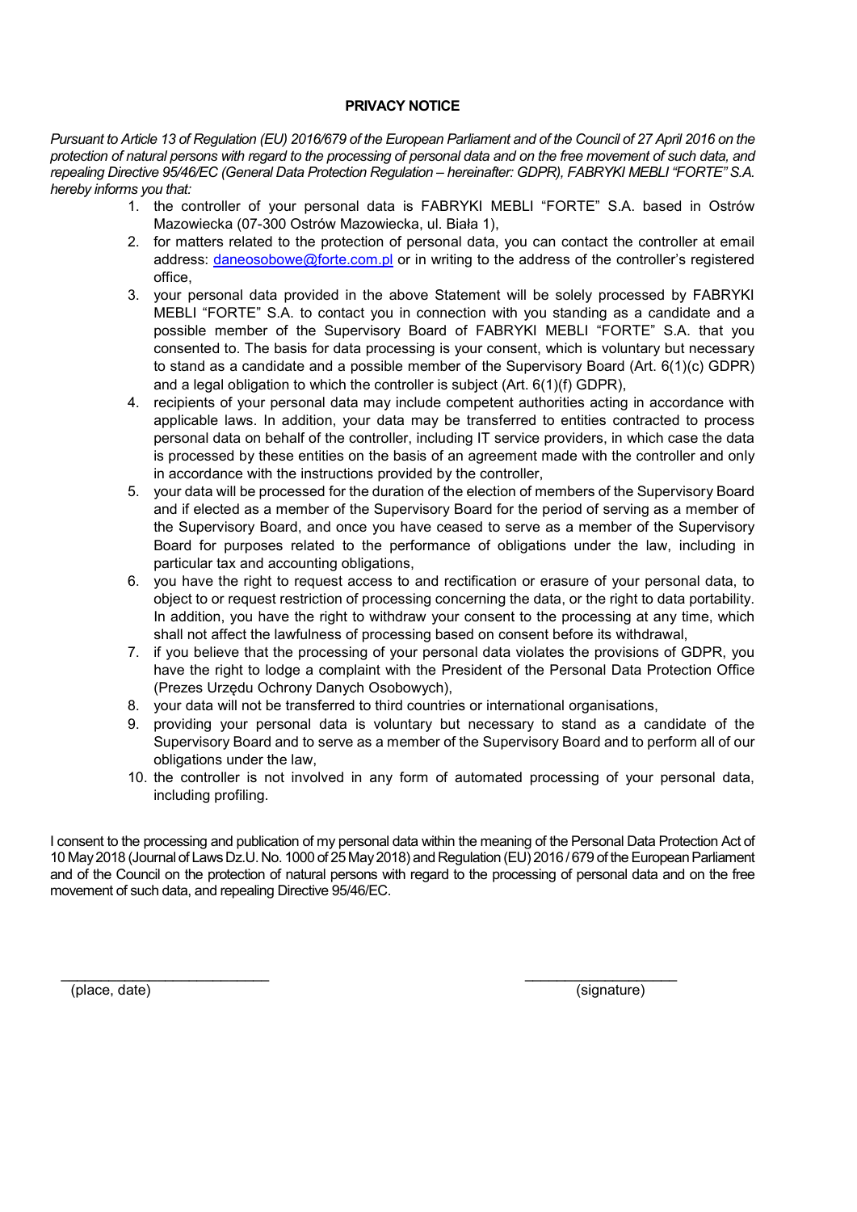**PRIVACY NOTICE**

*Pursuant to Article 13 of Regulation (EU) 2016/679 of the European Parliament and of the Council of 27 April 2016 on the protection of natural persons with regard to the processing of personal data and on the free movement of such data, and repealing Directive 95/46/EC (General Data Protection Regulation – hereinafter: GDPR), FABRYKI MEBLI "FORTE" S.A. hereby informs you that:*

1. the controller of your personal data is FABRYKI MEBLI "FORTE" S.A. based in Ostrów Mazowiecka (07-300 Ostrów Mazowiecka, ul. Biała 1),
2. for matters related to the protection of personal data, you can contact the controller at email address: daneosobowe@forte.com.pl or in writing to the address of the controller's registered office,
3. your personal data provided in the above Statement will be solely processed by FABRYKI MEBLI "FORTE" S.A. to contact you in connection with you standing as a candidate and a possible member of the Supervisory Board of FABRYKI MEBLI "FORTE" S.A. that you consented to. The basis for data processing is your consent, which is voluntary but necessary to stand as a candidate and a possible member of the Supervisory Board (Art. 6(1)(c) GDPR) and a legal obligation to which the controller is subject (Art. 6(1)(f) GDPR),
4. recipients of your personal data may include competent authorities acting in accordance with applicable laws. In addition, your data may be transferred to entities contracted to process personal data on behalf of the controller, including IT service providers, in which case the data is processed by these entities on the basis of an agreement made with the controller and only in accordance with the instructions provided by the controller,
5. your data will be processed for the duration of the election of members of the Supervisory Board and if elected as a member of the Supervisory Board for the period of serving as a member of the Supervisory Board, and once you have ceased to serve as a member of the Supervisory Board for purposes related to the performance of obligations under the law, including in particular tax and accounting obligations,
6. you have the right to request access to and rectification or erasure of your personal data, to object to or request restriction of processing concerning the data, or the right to data portability. In addition, you have the right to withdraw your consent to the processing at any time, which shall not affect the lawfulness of processing based on consent before its withdrawal,
7. if you believe that the processing of your personal data violates the provisions of GDPR, you have the right to lodge a complaint with the President of the Personal Data Protection Office (Prezes Urzędu Ochrony Danych Osobowych),
8. your data will not be transferred to third countries or international organisations,
9. providing your personal data is voluntary but necessary to stand as a candidate of the Supervisory Board and to serve as a member of the Supervisory Board and to perform all of our obligations under the law,
10. the controller is not involved in any form of automated processing of your personal data, including profiling.

I consent to the processing and publication of my personal data within the meaning of the Personal Data Protection Act of 10 May 2018 (Journal of Laws Dz.U. No. 1000 of 25 May 2018) and Regulation (EU) 2016 / 679 of the European Parliament and of the Council on the protection of natural persons with regard to the processing of personal data and on the free movement of such data, and repealing Directive 95/46/EC.

\_\_\_\_\_\_\_\_\_\_\_\_\_\_\_\_\_\_\_\_\_\_\_\_\_\_\_ 
(place, date)

\_\_\_\_\_\_\_\_\_\_\_\_\_\_\_\_\_\_\_\_ 
(signature)